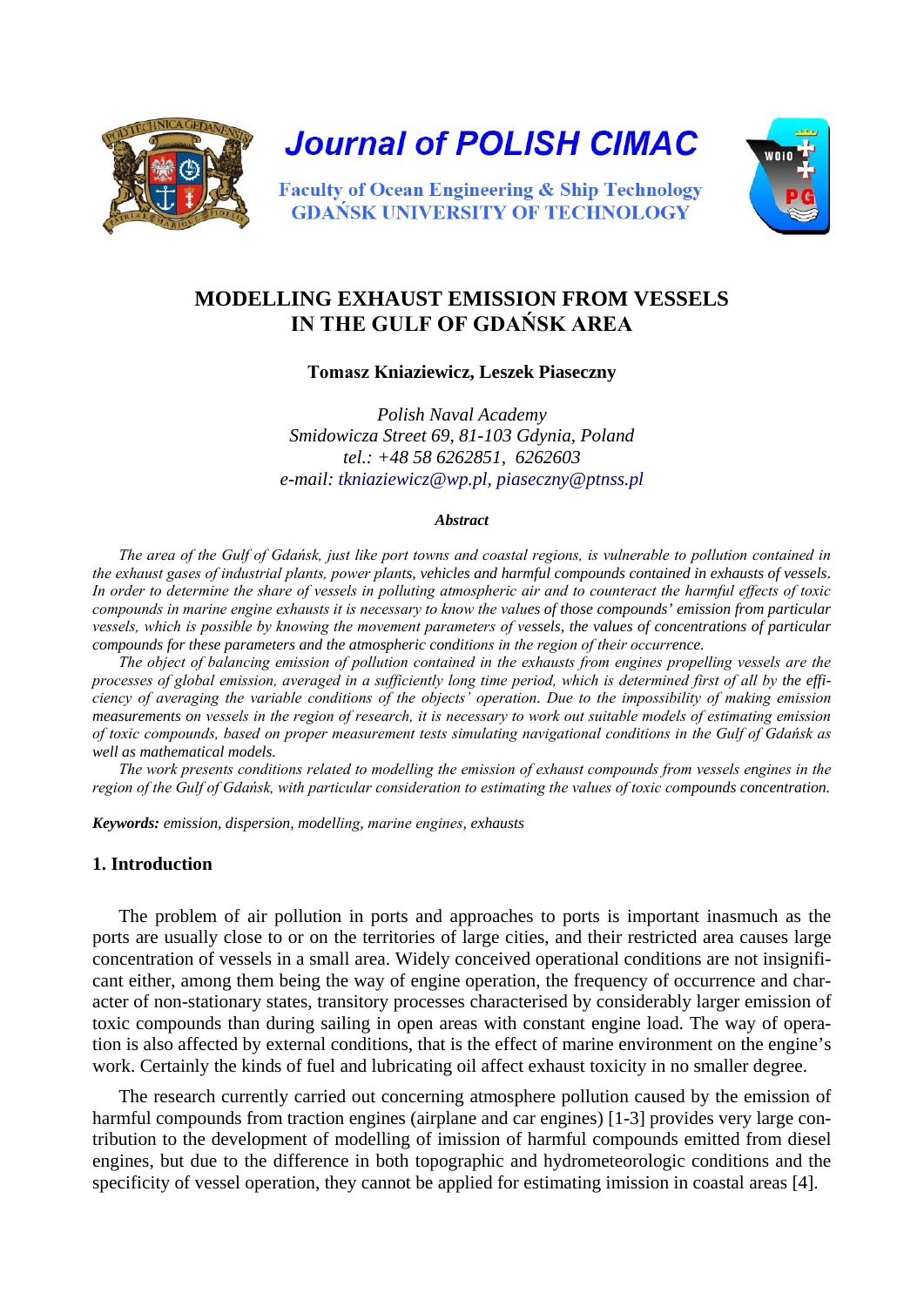# MODELLING EXHAUST EMISSION FROM VESSELS IN THE GULF OF GDAŃSK AREA

**Tomasz Kniaziewicz, Leszek Piaseczny**

*Polish Naval Academy*
*Smidowicza Street 69, 81-103 Gdynia, Poland*
*tel.: +48 58 6262851, 6262603*
*e-mail: tkniaziewicz@wp.pl, piaseczny@ptnss.pl*

***Abstract***

*The area of the Gulf of Gdańsk, just like port towns and coastal regions, is vulnerable to pollution contained in the exhaust gases of industrial plants, power plants, vehicles and harmful compounds contained in exhausts of vessels. In order to determine the share of vessels in polluting atmospheric air and to counteract the harmful effects of toxic compounds in marine engine exhausts it is necessary to know the values of those compounds' emission from particular vessels, which is possible by knowing the movement parameters of vessels, the values of concentrations of particular compounds for these parameters and the atmospheric conditions in the region of their occurrence.*

*The object of balancing emission of pollution contained in the exhausts from engines propelling vessels are the processes of global emission, averaged in a sufficiently long time period, which is determined first of all by the efficiency of averaging the variable conditions of the objects' operation. Due to the impossibility of making emission measurements on vessels in the region of research, it is necessary to work out suitable models of estimating emission of toxic compounds, based on proper measurement tests simulating navigational conditions in the Gulf of Gdańsk as well as mathematical models.*

*The work presents conditions related to modelling the emission of exhaust compounds from vessels engines in the region of the Gulf of Gdańsk, with particular consideration to estimating the values of toxic compounds concentration.*

***Keywords:*** *emission, dispersion, modelling, marine engines, exhausts*

## 1. Introduction

The problem of air pollution in ports and approaches to ports is important inasmuch as the ports are usually close to or on the territories of large cities, and their restricted area causes large concentration of vessels in a small area. Widely conceived operational conditions are not insignificant either, among them being the way of engine operation, the frequency of occurrence and character of non-stationary states, transitory processes characterised by considerably larger emission of toxic compounds than during sailing in open areas with constant engine load. The way of operation is also affected by external conditions, that is the effect of marine environment on the engine's work. Certainly the kinds of fuel and lubricating oil affect exhaust toxicity in no smaller degree.

The research currently carried out concerning atmosphere pollution caused by the emission of harmful compounds from traction engines (airplane and car engines) [1-3] provides very large contribution to the development of modelling of imission of harmful compounds emitted from diesel engines, but due to the difference in both topographic and hydrometeorologic conditions and the specificity of vessel operation, they cannot be applied for estimating imission in coastal areas [4].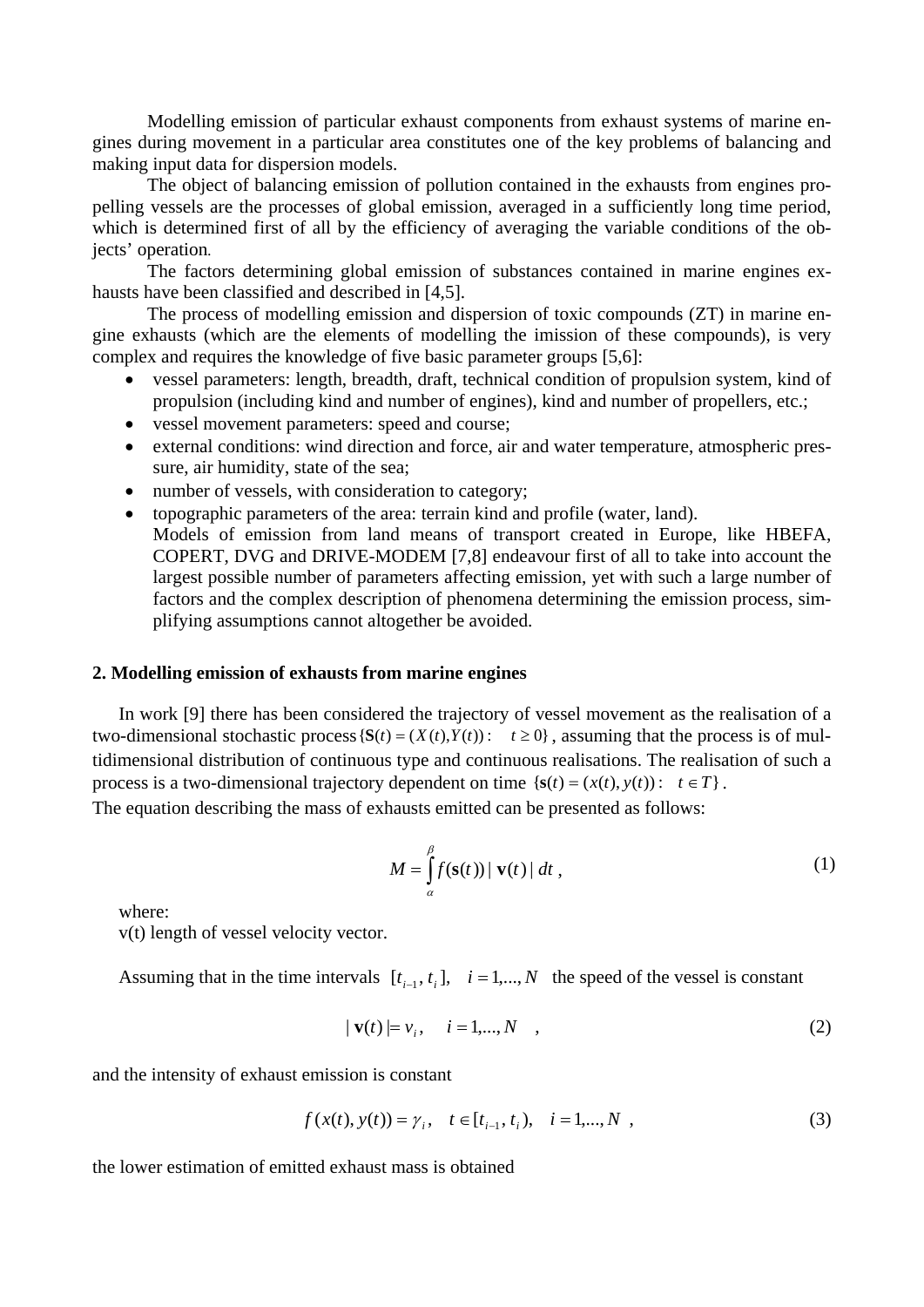Modelling emission of particular exhaust components from exhaust systems of marine engines during movement in a particular area constitutes one of the key problems of balancing and making input data for dispersion models.

The object of balancing emission of pollution contained in the exhausts from engines propelling vessels are the processes of global emission, averaged in a sufficiently long time period, which is determined first of all by the efficiency of averaging the variable conditions of the objects' operation.

The factors determining global emission of substances contained in marine engines exhausts have been classified and described in [4,5].

The process of modelling emission and dispersion of toxic compounds (ZT) in marine engine exhausts (which are the elements of modelling the imission of these compounds), is very complex and requires the knowledge of five basic parameter groups [5,6]:

- vessel parameters: length, breadth, draft, technical condition of propulsion system, kind of propulsion (including kind and number of engines), kind and number of propellers, etc.;
- vessel movement parameters: speed and course;
- external conditions: wind direction and force, air and water temperature, atmospheric pressure, air humidity, state of the sea;
- number of vessels, with consideration to category;
- topographic parameters of the area: terrain kind and profile (water, land).

  Models of emission from land means of transport created in Europe, like HBEFA, COPERT, DVG and DRIVE-MODEM [7,8] endeavour first of all to take into account the largest possible number of parameters affecting emission, yet with such a large number of factors and the complex description of phenomena determining the emission process, simplifying assumptions cannot altogether be avoided.

## 2. Modelling emission of exhausts from marine engines

In work [9] there has been considered the trajectory of vessel movement as the realisation of a two-dimensional stochastic process $\{\mathbf{S}(t) = (X(t), Y(t)): \quad t \geq 0\}$, assuming that the process is of multidimensional distribution of continuous type and continuous realisations. The realisation of such a process is a two-dimensional trajectory dependent on time $\{\mathbf{s}(t) = (x(t), y(t)): \quad t \in T\}$.

The equation describing the mass of exhausts emitted can be presented as follows:

$$M = \int_{\alpha}^{\beta} f(\mathbf{s}(t)) \, | \, \mathbf{v}(t) \, | \, dt \, , \tag{1}$$

where:

v(t) length of vessel velocity vector.

Assuming that in the time intervals $[t_{i-1}, t_i], \quad i = 1, ..., N$ the speed of the vessel is constant

$$| \, \mathbf{v}(t) \, | = v_i \, , \quad i = 1, ..., N \quad , \tag{2}$$

and the intensity of exhaust emission is constant

$$f(x(t), y(t)) = \gamma_i \, , \quad t \in [t_{i-1}, t_i), \quad i = 1, ..., N \, , \tag{3}$$

the lower estimation of emitted exhaust mass is obtained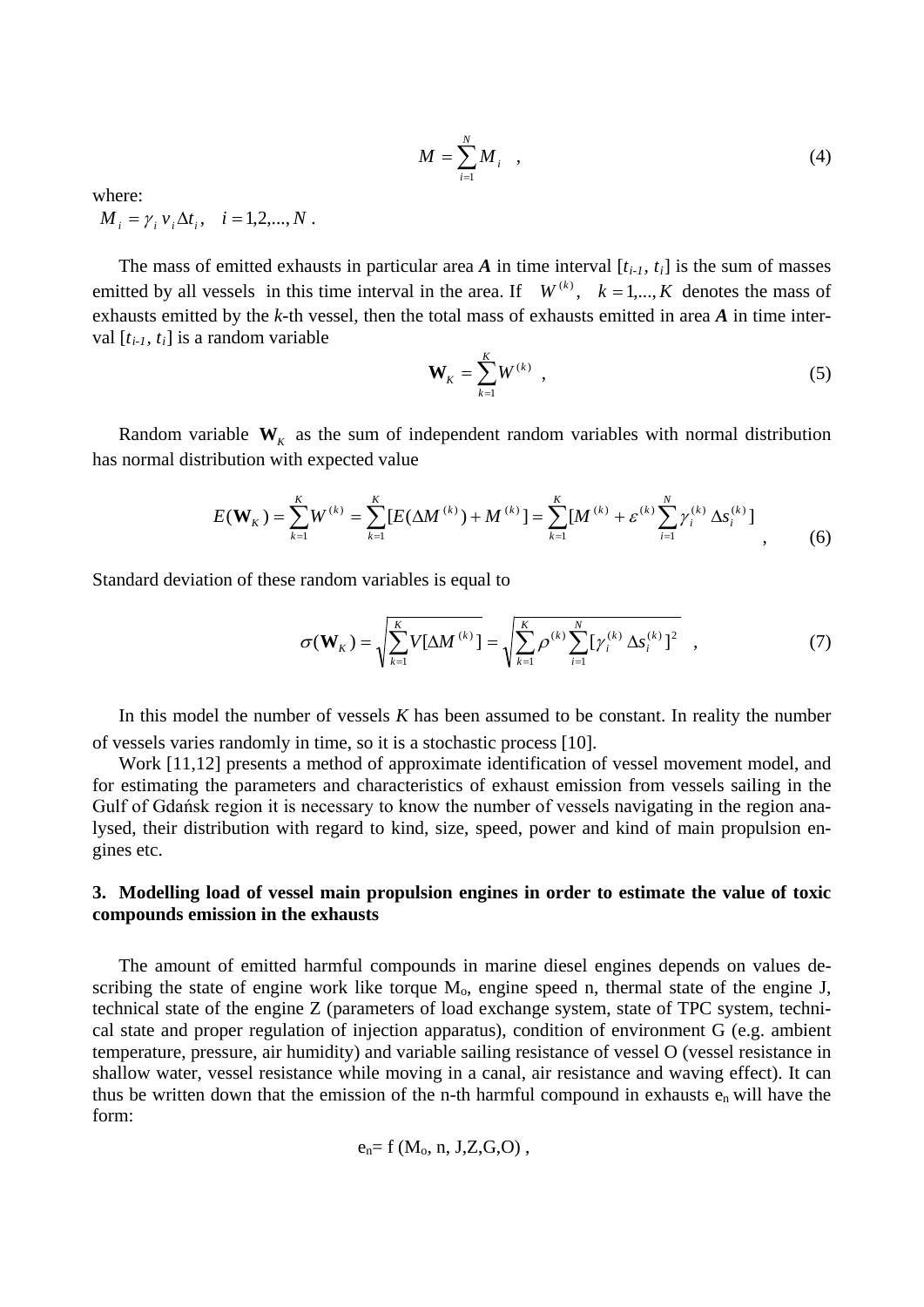$$M = \sum_{i=1}^{N} M_i \quad , \tag{4}$$

where:

$M_i = \gamma_i \, v_i \Delta t_i, \quad i = 1,2,..., N$ .

The mass of emitted exhausts in particular area ***A*** in time interval [$t_{i-1}$, $t_i$] is the sum of masses emitted by all vessels in this time interval in the area. If $W^{(k)}, \quad k = 1,..., K$ denotes the mass of exhausts emitted by the *k*-th vessel, then the total mass of exhausts emitted in area ***A*** in time interval [$t_{i-1}$, $t_i$] is a random variable

$$\mathbf{W}_K = \sum_{k=1}^{K} W^{(k)} \quad , \tag{5}$$

Random variable $\mathbf{W}_K$ as the sum of independent random variables with normal distribution has normal distribution with expected value

$$E(\mathbf{W}_K) = \sum_{k=1}^{K} W^{(k)} = \sum_{k=1}^{K} [E(\Delta M^{(k)}) + M^{(k)}] = \sum_{k=1}^{K} [M^{(k)} + \varepsilon^{(k)} \sum_{i=1}^{N} \gamma_i^{(k)} \, \Delta s_i^{(k)}] \quad , \tag{6}$$

Standard deviation of these random variables is equal to

$$\sigma(\mathbf{W}_K) = \sqrt{\sum_{k=1}^{K} V[\Delta M^{(k)}]} = \sqrt{\sum_{k=1}^{K} \rho^{(k)} \sum_{i=1}^{N} [\gamma_i^{(k)} \, \Delta s_i^{(k)}]^2} \quad , \tag{7}$$

In this model the number of vessels *K* has been assumed to be constant. In reality the number of vessels varies randomly in time, so it is a stochastic process [10].

Work [11,12] presents a method of approximate identification of vessel movement model, and for estimating the parameters and characteristics of exhaust emission from vessels sailing in the Gulf of Gdańsk region it is necessary to know the number of vessels navigating in the region analysed, their distribution with regard to kind, size, speed, power and kind of main propulsion engines etc.

## 3. Modelling load of vessel main propulsion engines in order to estimate the value of toxic compounds emission in the exhausts

The amount of emitted harmful compounds in marine diesel engines depends on values describing the state of engine work like torque $M_o$, engine speed n, thermal state of the engine J, technical state of the engine Z (parameters of load exchange system, state of TPC system, technical state and proper regulation of injection apparatus), condition of environment G (e.g. ambient temperature, pressure, air humidity) and variable sailing resistance of vessel O (vessel resistance in shallow water, vessel resistance while moving in a canal, air resistance and waving effect). It can thus be written down that the emission of the n-th harmful compound in exhausts $e_n$ will have the form:

$$e_n = f\,(M_o, n, J, Z, G, O) \, ,$$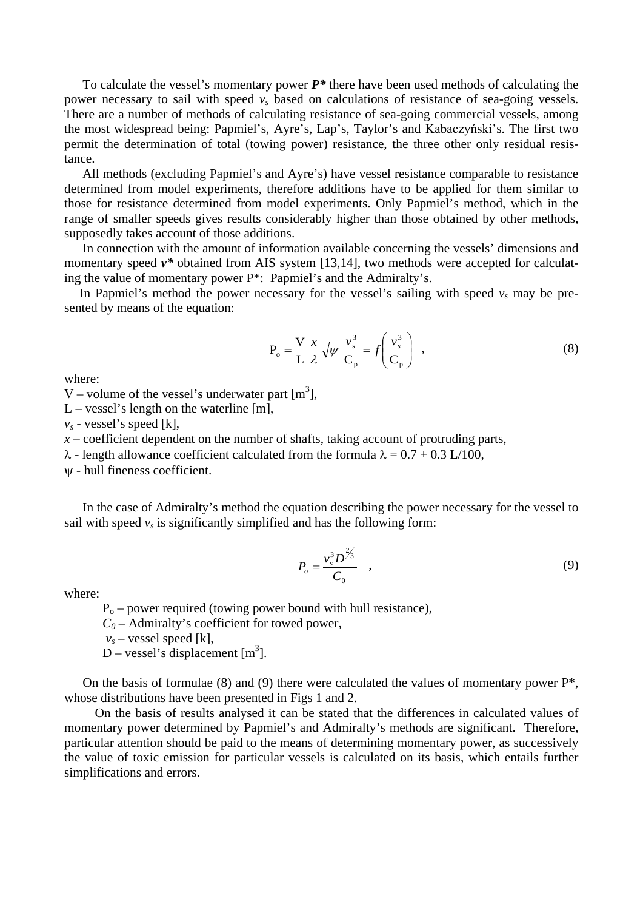To calculate the vessel's momentary power ***P**** there have been used methods of calculating the power necessary to sail with speed $v_s$ based on calculations of resistance of sea-going vessels. There are a number of methods of calculating resistance of sea-going commercial vessels, among the most widespread being: Papmiel's, Ayre's, Lap's, Taylor's and Kabaczyński's. The first two permit the determination of total (towing power) resistance, the three other only residual resistance.

All methods (excluding Papmiel's and Ayre's) have vessel resistance comparable to resistance determined from model experiments, therefore additions have to be applied for them similar to those for resistance determined from model experiments. Only Papmiel's method, which in the range of smaller speeds gives results considerably higher than those obtained by other methods, supposedly takes account of those additions.

In connection with the amount of information available concerning the vessels' dimensions and momentary speed ***v**** obtained from AIS system [13,14], two methods were accepted for calculating the value of momentary power P*: Papmiel's and the Admiralty's.

In Papmiel's method the power necessary for the vessel's sailing with speed $v_s$ may be presented by means of the equation:

$$\mathrm{P_o} = \frac{\mathrm{V}}{\mathrm{L}} \frac{x}{\lambda} \sqrt{\psi} \, \frac{v_s^3}{\mathrm{C_p}} = f\left(\frac{v_s^3}{\mathrm{C_p}}\right) \quad , \tag{8}$$

where:

V – volume of the vessel's underwater part [m$^3$],

L – vessel's length on the waterline [m],

$v_s$ - vessel's speed [k],

$x$ – coefficient dependent on the number of shafts, taking account of protruding parts,

$\lambda$ - length allowance coefficient calculated from the formula $\lambda = 0.7 + 0.3$ L/100,

$\psi$ - hull fineness coefficient.

In the case of Admiralty's method the equation describing the power necessary for the vessel to sail with speed $v_s$ is significantly simplified and has the following form:

$$P_o = \frac{v_s^3 D^{2/3}}{C_0} \quad , \tag{9}$$

where:

$P_o$ – power required (towing power bound with hull resistance),

$C_0$ – Admiralty's coefficient for towed power,

$v_s$ – vessel speed [k],

D – vessel's displacement [m$^3$].

On the basis of formulae (8) and (9) there were calculated the values of momentary power P*, whose distributions have been presented in Figs 1 and 2.

On the basis of results analysed it can be stated that the differences in calculated values of momentary power determined by Papmiel's and Admiralty's methods are significant. Therefore, particular attention should be paid to the means of determining momentary power, as successively the value of toxic emission for particular vessels is calculated on its basis, which entails further simplifications and errors.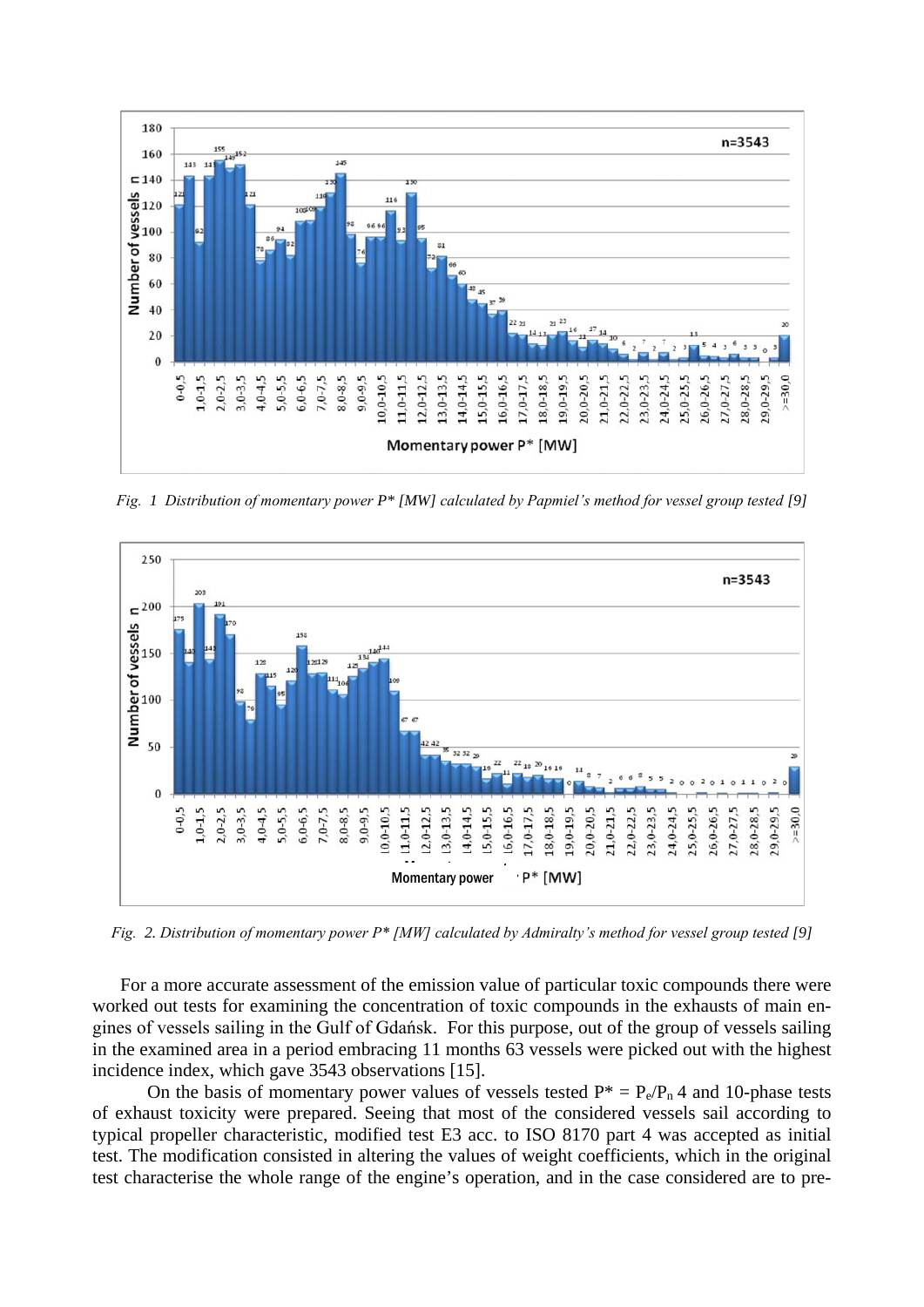*Fig. 1 Distribution of momentary power P* [MW] calculated by Papmiel's method for vessel group tested [9]*

*Fig. 2. Distribution of momentary power P* [MW] calculated by Admiralty's method for vessel group tested [9]*

For a more accurate assessment of the emission value of particular toxic compounds there were worked out tests for examining the concentration of toxic compounds in the exhausts of main engines of vessels sailing in the Gulf of Gdańsk. For this purpose, out of the group of vessels sailing in the examined area in a period embracing 11 months 63 vessels were picked out with the highest incidence index, which gave 3543 observations [15].

On the basis of momentary power values of vessels tested $P^* = P_e/P_n$ 4 and 10-phase tests of exhaust toxicity were prepared. Seeing that most of the considered vessels sail according to typical propeller characteristic, modified test E3 acc. to ISO 8170 part 4 was accepted as initial test. The modification consisted in altering the values of weight coefficients, which in the original test characterise the whole range of the engine's operation, and in the case considered are to pre-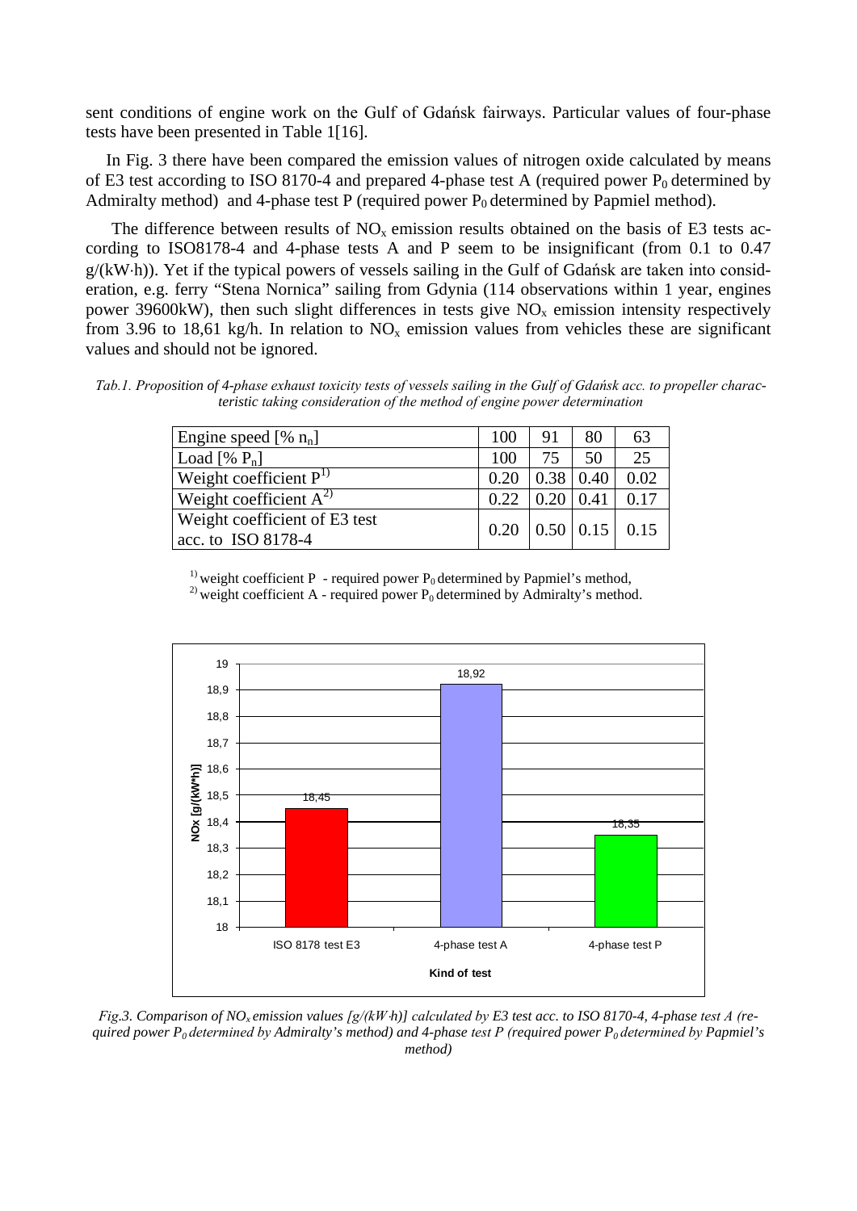sent conditions of engine work on the Gulf of Gdańsk fairways. Particular values of four-phase tests have been presented in Table 1[16].

In Fig. 3 there have been compared the emission values of nitrogen oxide calculated by means of E3 test according to ISO 8170-4 and prepared 4-phase test A (required power $P_0$ determined by Admiralty method) and 4-phase test P (required power $P_0$ determined by Papmiel method).

The difference between results of $NO_x$ emission results obtained on the basis of E3 tests according to ISO8178-4 and 4-phase tests A and P seem to be insignificant (from 0.1 to 0.47 g/(kW·h)). Yet if the typical powers of vessels sailing in the Gulf of Gdańsk are taken into consideration, e.g. ferry "Stena Nornica" sailing from Gdynia (114 observations within 1 year, engines power 39600kW), then such slight differences in tests give $NO_x$ emission intensity respectively from 3.96 to 18,61 kg/h. In relation to $NO_x$ emission values from vehicles these are significant values and should not be ignored.

*Tab.1. Proposition of 4-phase exhaust toxicity tests of vessels sailing in the Gulf of Gdańsk acc. to propeller characteristic taking consideration of the method of engine power determination*

| Engine speed [% $n_n$] | 100 | 91 | 80 | 63 |
|---|---|---|---|---|
| Load [% $P_n$] | 100 | 75 | 50 | 25 |
| Weight coefficient P[1)] | 0.20 | 0.38 | 0.40 | 0.02 |
| Weight coefficient A[2)] | 0.22 | 0.20 | 0.41 | 0.17 |
| Weight coefficient of E3 test acc. to ISO 8178-4 | 0.20 | 0.50 | 0.15 | 0.15 |

[1)] weight coefficient P - required power $P_0$ determined by Papmiel's method,
[2)] weight coefficient A - required power $P_0$ determined by Admiralty's method.

| Kind of test | NOx [g/(kW*h)] |
|---|---|
| ISO 8178 test E3 | 18,45 |
| 4-phase test A | 18,92 |
| 4-phase test P | 18,35 |

*Fig.3. Comparison of $NO_x$ emission values [g/(kW·h)] calculated by E3 test acc. to ISO 8170-4, 4-phase test A (required power $P_0$ determined by Admiralty's method) and 4-phase test P (required power $P_0$ determined by Papmiel's method)*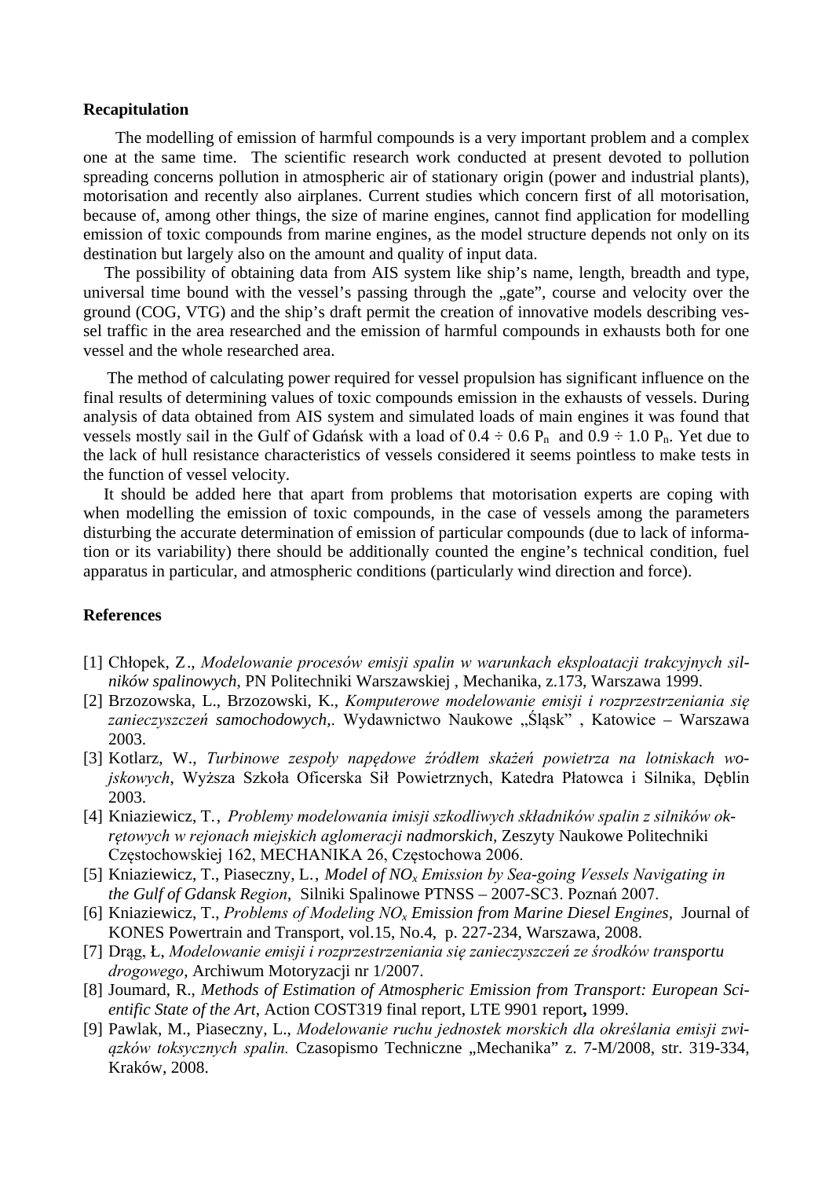## Recapitulation

The modelling of emission of harmful compounds is a very important problem and a complex one at the same time. The scientific research work conducted at present devoted to pollution spreading concerns pollution in atmospheric air of stationary origin (power and industrial plants), motorisation and recently also airplanes. Current studies which concern first of all motorisation, because of, among other things, the size of marine engines, cannot find application for modelling emission of toxic compounds from marine engines, as the model structure depends not only on its destination but largely also on the amount and quality of input data.

The possibility of obtaining data from AIS system like ship's name, length, breadth and type, universal time bound with the vessel's passing through the „gate", course and velocity over the ground (COG, VTG) and the ship's draft permit the creation of innovative models describing vessel traffic in the area researched and the emission of harmful compounds in exhausts both for one vessel and the whole researched area.

The method of calculating power required for vessel propulsion has significant influence on the final results of determining values of toxic compounds emission in the exhausts of vessels. During analysis of data obtained from AIS system and simulated loads of main engines it was found that vessels mostly sail in the Gulf of Gdańsk with a load of $0.4 \div 0.6\ P_n$ and $0.9 \div 1.0\ P_n$. Yet due to the lack of hull resistance characteristics of vessels considered it seems pointless to make tests in the function of vessel velocity.

It should be added here that apart from problems that motorisation experts are coping with when modelling the emission of toxic compounds, in the case of vessels among the parameters disturbing the accurate determination of emission of particular compounds (due to lack of information or its variability) there should be additionally counted the engine's technical condition, fuel apparatus in particular, and atmospheric conditions (particularly wind direction and force).

## References

[1] Chłopek, Z., *Modelowanie procesów emisji spalin w warunkach eksploatacji trakcyjnych silników spalinowych*, PN Politechniki Warszawskiej , Mechanika, z.173, Warszawa 1999.

[2] Brzozowska, L., Brzozowski, K., *Komputerowe modelowanie emisji i rozprzestrzeniania się zanieczyszczeń samochodowych*,. Wydawnictwo Naukowe „Śląsk" , Katowice – Warszawa 2003.

[3] Kotlarz, W., *Turbinowe zespoły napędowe źródłem skażeń powietrza na lotniskach wojskowych*, Wyższa Szkoła Oficerska Sił Powietrznych, Katedra Płatowca i Silnika, Dęblin 2003.

[4] Kniaziewicz, T., *Problemy modelowania imisji szkodliwych składników spalin z silników okrętowych w rejonach miejskich aglomeracji nadmorskich,* Zeszyty Naukowe Politechniki Częstochowskiej 162, MECHANIKA 26, Częstochowa 2006.

[5] Kniaziewicz, T., Piaseczny, L., *Model of $NO_x$ Emission by Sea-going Vessels Navigating in the Gulf of Gdansk Region*, Silniki Spalinowe PTNSS – 2007-SC3. Poznań 2007.

[6] Kniaziewicz, T., *Problems of Modeling $NO_x$ Emission from Marine Diesel Engines*, Journal of KONES Powertrain and Transport, vol.15, No.4, p. 227-234, Warszawa, 2008.

[7] Drąg, Ł, *Modelowanie emisji i rozprzestrzeniania się zanieczyszczeń ze środków transportu drogowego*, Archiwum Motoryzacji nr 1/2007.

[8] Joumard, R., *Methods of Estimation of Atmospheric Emission from Transport: European Scientific State of the Art*, Action COST319 final report, LTE 9901 report**,** 1999.

[9] Pawlak, M., Piaseczny, L., *Modelowanie ruchu jednostek morskich dla określania emisji związków toksycznych spalin.* Czasopismo Techniczne „Mechanika" z. 7-M/2008, str. 319-334, Kraków, 2008.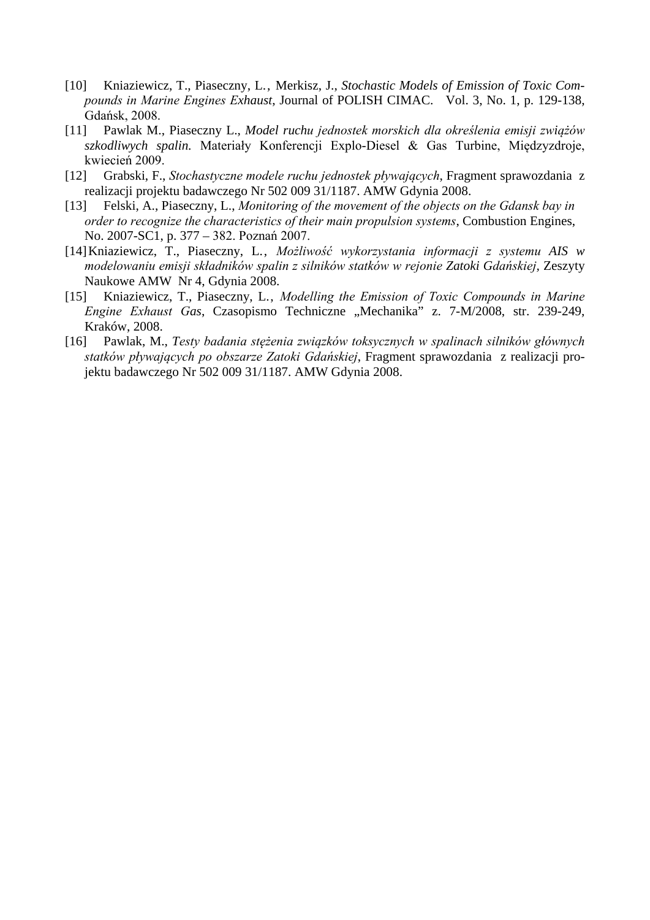[10] Kniaziewicz, T., Piaseczny, L., Merkisz, J., *Stochastic Models of Emission of Toxic Compounds in Marine Engines Exhaust*, Journal of POLISH CIMAC. Vol. 3, No. 1, p. 129-138, Gdańsk, 2008.

[11] Pawlak M., Piaseczny L., *Model ruchu jednostek morskich dla określenia emisji związów szkodliwych spalin.* Materiały Konferencji Explo-Diesel & Gas Turbine, Międzyzdroje, kwiecień 2009.

[12] Grabski, F., *Stochastyczne modele ruchu jednostek pływających*, Fragment sprawozdania z realizacji projektu badawczego Nr 502 009 31/1187. AMW Gdynia 2008.

[13] Felski, A., Piaseczny, L., *Monitoring of the movement of the objects on the Gdansk bay in order to recognize the characteristics of their main propulsion systems*, Combustion Engines, No. 2007-SC1, p. 377 – 382. Poznań 2007.

[14] Kniaziewicz, T., Piaseczny, L., *Możliwość wykorzystania informacji z systemu AIS w modelowaniu emisji składników spalin z silników statków w rejonie Zatoki Gdańskiej*, Zeszyty Naukowe AMW Nr 4, Gdynia 2008.

[15] Kniaziewicz, T., Piaseczny, L., *Modelling the Emission of Toxic Compounds in Marine Engine Exhaust Gas*, Czasopismo Techniczne „Mechanika" z. 7-M/2008, str. 239-249, Kraków, 2008.

[16] Pawlak, M., *Testy badania stężenia związków toksycznych w spalinach silników głównych statków pływających po obszarze Zatoki Gdańskiej*, Fragment sprawozdania z realizacji projektu badawczego Nr 502 009 31/1187. AMW Gdynia 2008.